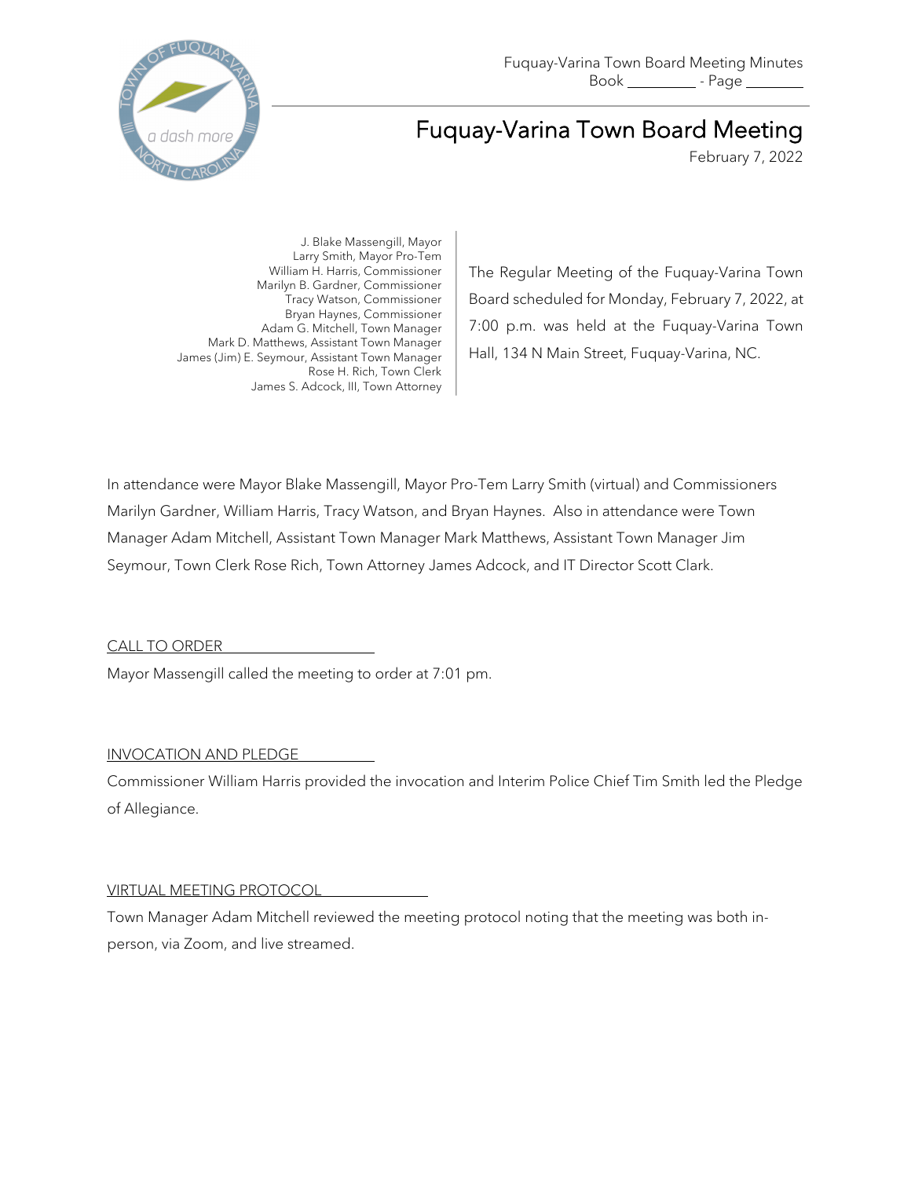Fuquay-Varina Town Board Meeting Minutes
Book _________ - Page ________

# Fuquay-Varina Town Board Meeting

February 7, 2022

J. Blake Massengill, Mayor
Larry Smith, Mayor Pro-Tem
William H. Harris, Commissioner
Marilyn B. Gardner, Commissioner
Tracy Watson, Commissioner
Bryan Haynes, Commissioner
Adam G. Mitchell, Town Manager
Mark D. Matthews, Assistant Town Manager
James (Jim) E. Seymour, Assistant Town Manager
Rose H. Rich, Town Clerk
James S. Adcock, III, Town Attorney

The Regular Meeting of the Fuquay-Varina Town Board scheduled for Monday, February 7, 2022, at 7:00 p.m. was held at the Fuquay-Varina Town Hall, 134 N Main Street, Fuquay-Varina, NC.

In attendance were Mayor Blake Massengill, Mayor Pro-Tem Larry Smith (virtual) and Commissioners Marilyn Gardner, William Harris, Tracy Watson, and Bryan Haynes. Also in attendance were Town Manager Adam Mitchell, Assistant Town Manager Mark Matthews, Assistant Town Manager Jim Seymour, Town Clerk Rose Rich, Town Attorney James Adcock, and IT Director Scott Clark.

## CALL TO ORDER

Mayor Massengill called the meeting to order at 7:01 pm.

## INVOCATION AND PLEDGE

Commissioner William Harris provided the invocation and Interim Police Chief Tim Smith led the Pledge of Allegiance.

## VIRTUAL MEETING PROTOCOL

Town Manager Adam Mitchell reviewed the meeting protocol noting that the meeting was both in-person, via Zoom, and live streamed.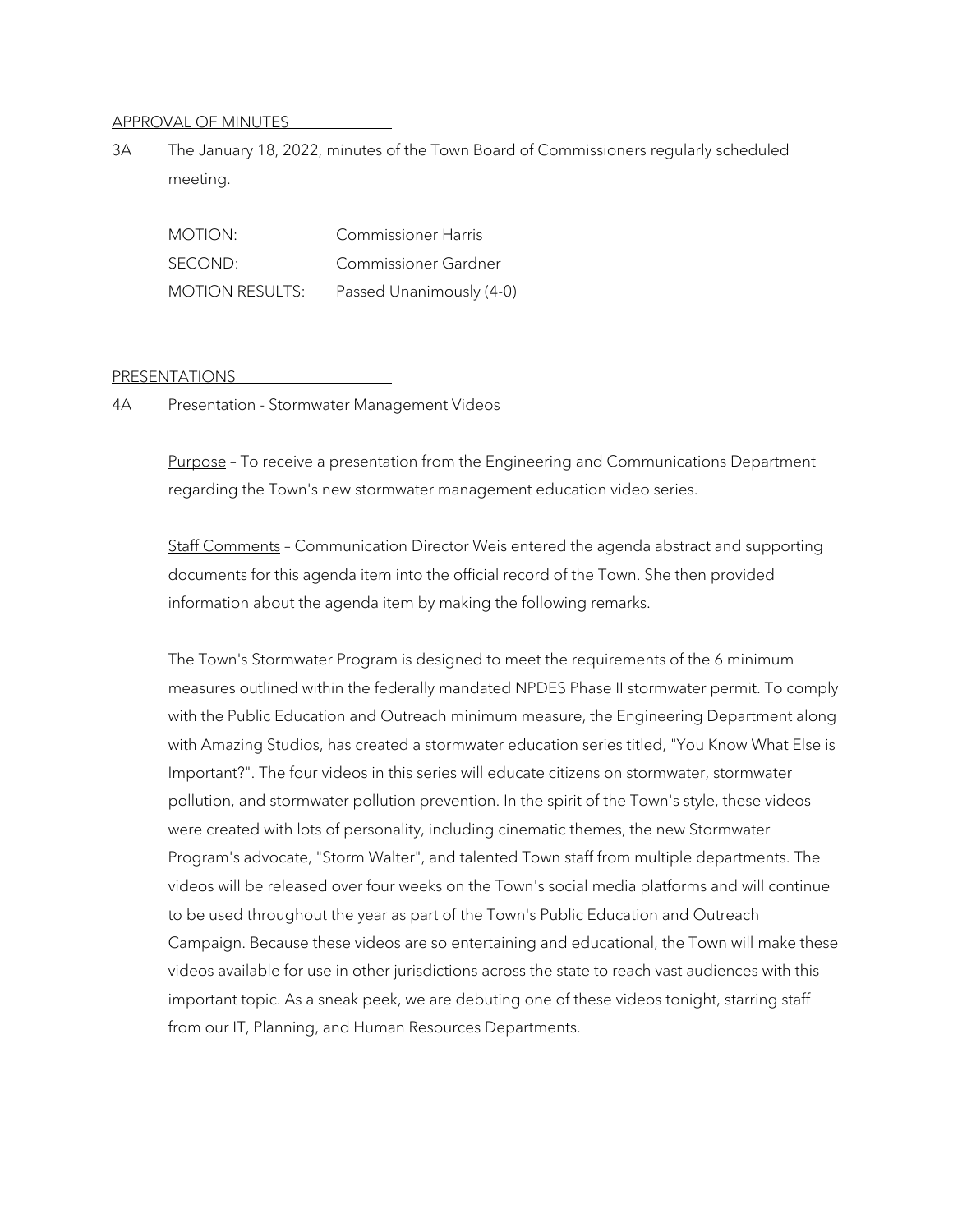APPROVAL OF MINUTES

3A The January 18, 2022, minutes of the Town Board of Commissioners regularly scheduled meeting.

MOTION: Commissioner Harris
SECOND: Commissioner Gardner
MOTION RESULTS: Passed Unanimously (4-0)

PRESENTATIONS

4A Presentation - Stormwater Management Videos

Purpose – To receive a presentation from the Engineering and Communications Department regarding the Town's new stormwater management education video series.

Staff Comments – Communication Director Weis entered the agenda abstract and supporting documents for this agenda item into the official record of the Town. She then provided information about the agenda item by making the following remarks.

The Town's Stormwater Program is designed to meet the requirements of the 6 minimum measures outlined within the federally mandated NPDES Phase II stormwater permit. To comply with the Public Education and Outreach minimum measure, the Engineering Department along with Amazing Studios, has created a stormwater education series titled, "You Know What Else is Important?". The four videos in this series will educate citizens on stormwater, stormwater pollution, and stormwater pollution prevention. In the spirit of the Town's style, these videos were created with lots of personality, including cinematic themes, the new Stormwater Program's advocate, "Storm Walter", and talented Town staff from multiple departments. The videos will be released over four weeks on the Town's social media platforms and will continue to be used throughout the year as part of the Town's Public Education and Outreach Campaign. Because these videos are so entertaining and educational, the Town will make these videos available for use in other jurisdictions across the state to reach vast audiences with this important topic. As a sneak peek, we are debuting one of these videos tonight, starring staff from our IT, Planning, and Human Resources Departments.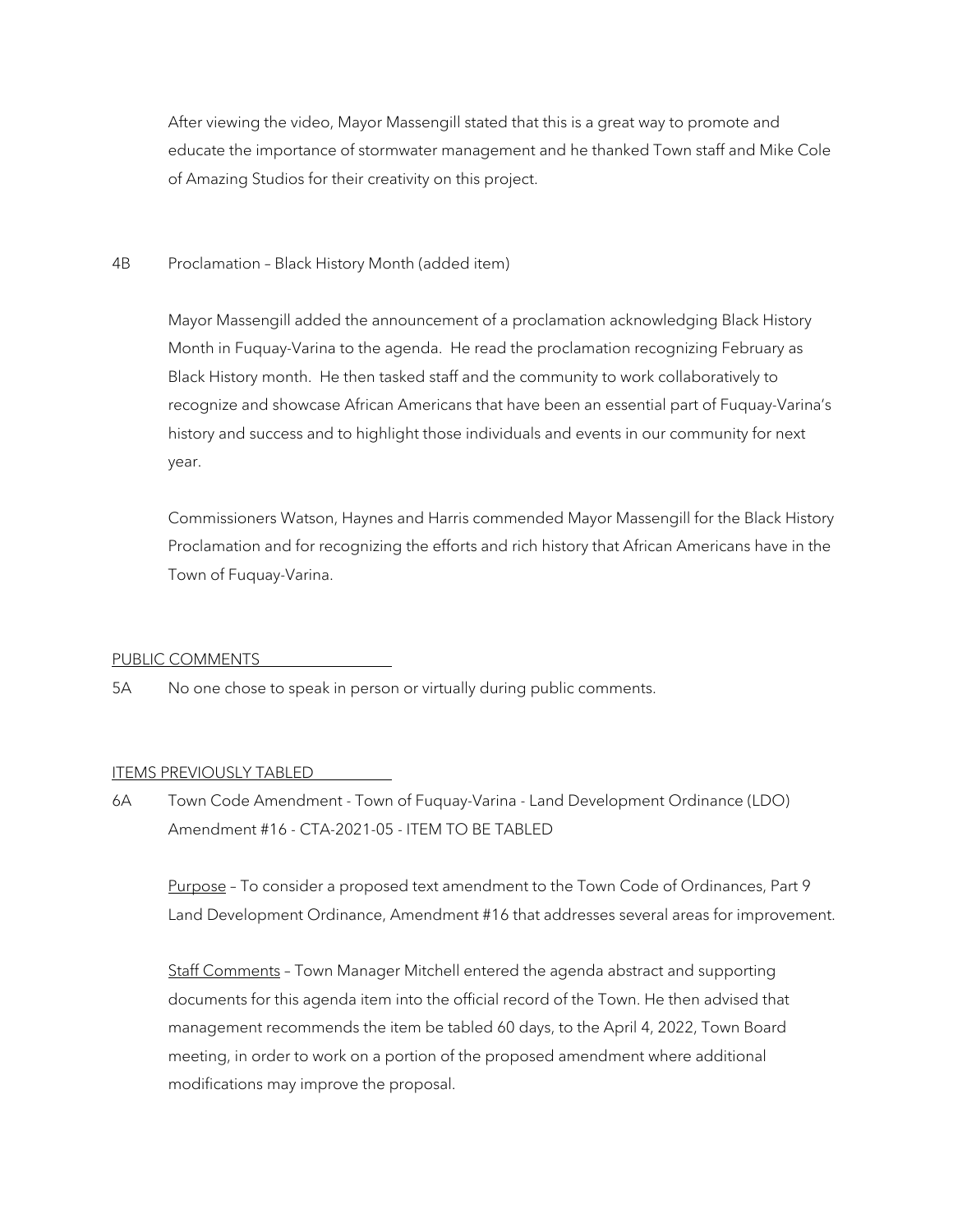After viewing the video, Mayor Massengill stated that this is a great way to promote and educate the importance of stormwater management and he thanked Town staff and Mike Cole of Amazing Studios for their creativity on this project.

4B Proclamation – Black History Month (added item)

Mayor Massengill added the announcement of a proclamation acknowledging Black History Month in Fuquay-Varina to the agenda. He read the proclamation recognizing February as Black History month. He then tasked staff and the community to work collaboratively to recognize and showcase African Americans that have been an essential part of Fuquay-Varina's history and success and to highlight those individuals and events in our community for next year.

Commissioners Watson, Haynes and Harris commended Mayor Massengill for the Black History Proclamation and for recognizing the efforts and rich history that African Americans have in the Town of Fuquay-Varina.

PUBLIC COMMENTS

5A No one chose to speak in person or virtually during public comments.

ITEMS PREVIOUSLY TABLED

6A Town Code Amendment - Town of Fuquay-Varina - Land Development Ordinance (LDO) Amendment #16 - CTA-2021-05 - ITEM TO BE TABLED

Purpose – To consider a proposed text amendment to the Town Code of Ordinances, Part 9 Land Development Ordinance, Amendment #16 that addresses several areas for improvement.

Staff Comments – Town Manager Mitchell entered the agenda abstract and supporting documents for this agenda item into the official record of the Town. He then advised that management recommends the item be tabled 60 days, to the April 4, 2022, Town Board meeting, in order to work on a portion of the proposed amendment where additional modifications may improve the proposal.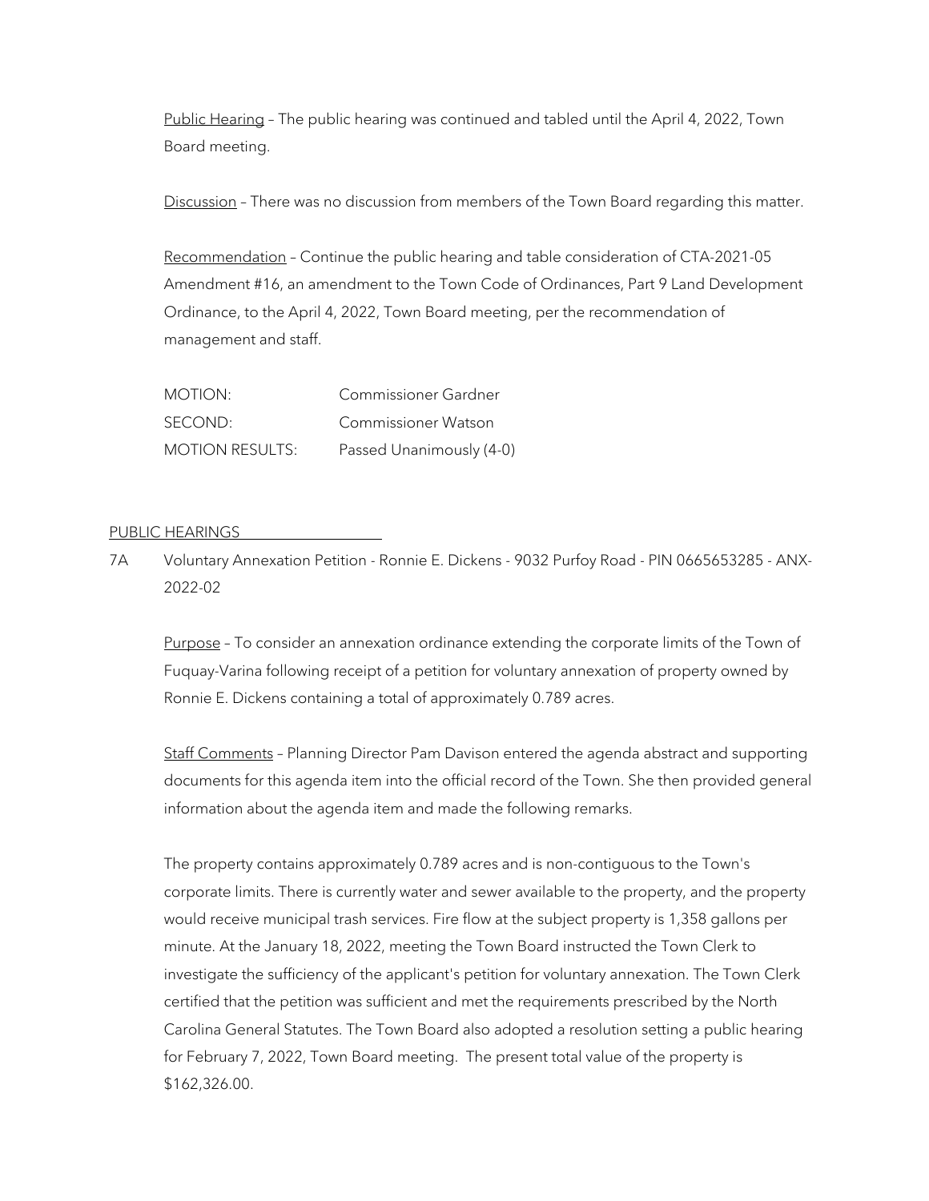<u>Public Hearing</u> – The public hearing was continued and tabled until the April 4, 2022, Town Board meeting.

<u>Discussion</u> – There was no discussion from members of the Town Board regarding this matter.

<u>Recommendation</u> – Continue the public hearing and table consideration of CTA-2021-05 Amendment #16, an amendment to the Town Code of Ordinances, Part 9 Land Development Ordinance, to the April 4, 2022, Town Board meeting, per the recommendation of management and staff.

| | |
|---|---|
| MOTION: | Commissioner Gardner |
| SECOND: | Commissioner Watson |
| MOTION RESULTS: | Passed Unanimously (4-0) |

## PUBLIC HEARINGS

7A Voluntary Annexation Petition - Ronnie E. Dickens - 9032 Purfoy Road - PIN 0665653285 - ANX-2022-02

<u>Purpose</u> – To consider an annexation ordinance extending the corporate limits of the Town of Fuquay-Varina following receipt of a petition for voluntary annexation of property owned by Ronnie E. Dickens containing a total of approximately 0.789 acres.

<u>Staff Comments</u> – Planning Director Pam Davison entered the agenda abstract and supporting documents for this agenda item into the official record of the Town. She then provided general information about the agenda item and made the following remarks.

The property contains approximately 0.789 acres and is non-contiguous to the Town's corporate limits. There is currently water and sewer available to the property, and the property would receive municipal trash services. Fire flow at the subject property is 1,358 gallons per minute. At the January 18, 2022, meeting the Town Board instructed the Town Clerk to investigate the sufficiency of the applicant's petition for voluntary annexation. The Town Clerk certified that the petition was sufficient and met the requirements prescribed by the North Carolina General Statutes. The Town Board also adopted a resolution setting a public hearing for February 7, 2022, Town Board meeting. The present total value of the property is $162,326.00.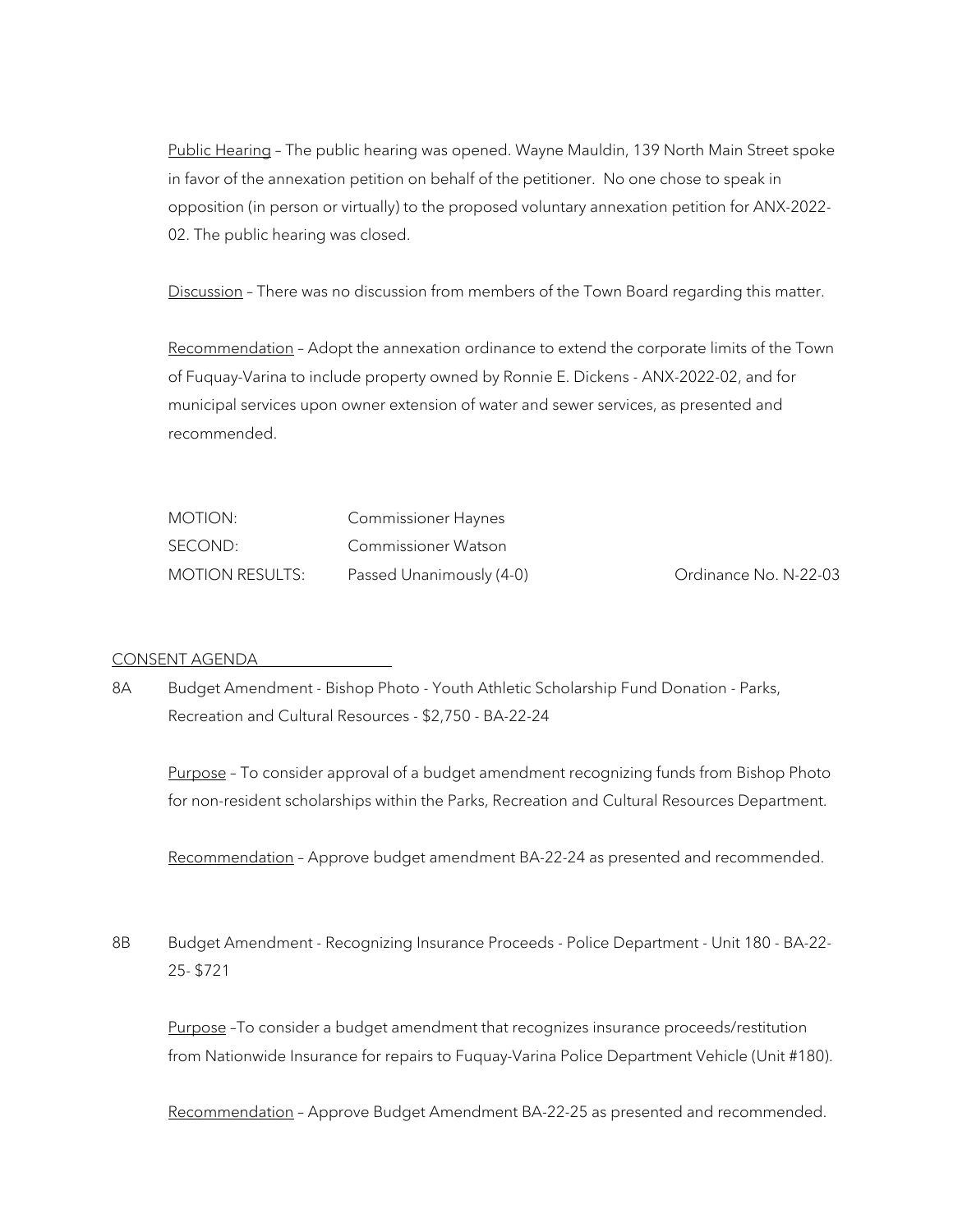Public Hearing – The public hearing was opened. Wayne Mauldin, 139 North Main Street spoke in favor of the annexation petition on behalf of the petitioner. No one chose to speak in opposition (in person or virtually) to the proposed voluntary annexation petition for ANX-2022-02. The public hearing was closed.

Discussion – There was no discussion from members of the Town Board regarding this matter.

Recommendation – Adopt the annexation ordinance to extend the corporate limits of the Town of Fuquay-Varina to include property owned by Ronnie E. Dickens - ANX-2022-02, and for municipal services upon owner extension of water and sewer services, as presented and recommended.

| | | |
|---|---|---|
| MOTION: | Commissioner Haynes | |
| SECOND: | Commissioner Watson | |
| MOTION RESULTS: | Passed Unanimously (4-0) | Ordinance No. N-22-03 |

CONSENT AGENDA

8A Budget Amendment - Bishop Photo - Youth Athletic Scholarship Fund Donation - Parks, Recreation and Cultural Resources - $2,750 - BA-22-24

Purpose – To consider approval of a budget amendment recognizing funds from Bishop Photo for non-resident scholarships within the Parks, Recreation and Cultural Resources Department.

Recommendation – Approve budget amendment BA-22-24 as presented and recommended.

8B Budget Amendment - Recognizing Insurance Proceeds - Police Department - Unit 180 - BA-22-25- $721

Purpose –To consider a budget amendment that recognizes insurance proceeds/restitution from Nationwide Insurance for repairs to Fuquay-Varina Police Department Vehicle (Unit #180).

Recommendation – Approve Budget Amendment BA-22-25 as presented and recommended.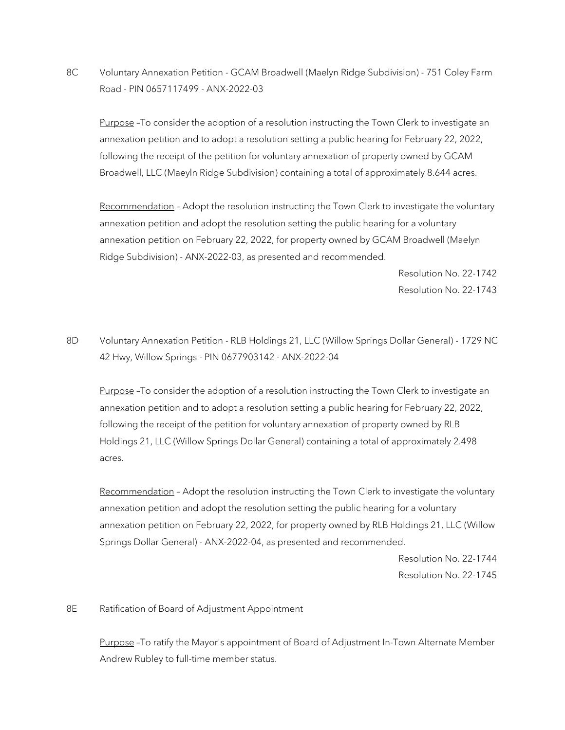8C Voluntary Annexation Petition - GCAM Broadwell (Maelyn Ridge Subdivision) - 751 Coley Farm Road - PIN 0657117499 - ANX-2022-03

Purpose –To consider the adoption of a resolution instructing the Town Clerk to investigate an annexation petition and to adopt a resolution setting a public hearing for February 22, 2022, following the receipt of the petition for voluntary annexation of property owned by GCAM Broadwell, LLC (Maeyln Ridge Subdivision) containing a total of approximately 8.644 acres.

Recommendation – Adopt the resolution instructing the Town Clerk to investigate the voluntary annexation petition and adopt the resolution setting the public hearing for a voluntary annexation petition on February 22, 2022, for property owned by GCAM Broadwell (Maelyn Ridge Subdivision) - ANX-2022-03, as presented and recommended.

Resolution No. 22-1742
Resolution No. 22-1743

8D Voluntary Annexation Petition - RLB Holdings 21, LLC (Willow Springs Dollar General) - 1729 NC 42 Hwy, Willow Springs - PIN 0677903142 - ANX-2022-04

Purpose –To consider the adoption of a resolution instructing the Town Clerk to investigate an annexation petition and to adopt a resolution setting a public hearing for February 22, 2022, following the receipt of the petition for voluntary annexation of property owned by RLB Holdings 21, LLC (Willow Springs Dollar General) containing a total of approximately 2.498 acres.

Recommendation – Adopt the resolution instructing the Town Clerk to investigate the voluntary annexation petition and adopt the resolution setting the public hearing for a voluntary annexation petition on February 22, 2022, for property owned by RLB Holdings 21, LLC (Willow Springs Dollar General) - ANX-2022-04, as presented and recommended.

Resolution No. 22-1744
Resolution No. 22-1745

8E Ratification of Board of Adjustment Appointment

Purpose –To ratify the Mayor's appointment of Board of Adjustment In-Town Alternate Member Andrew Rubley to full-time member status.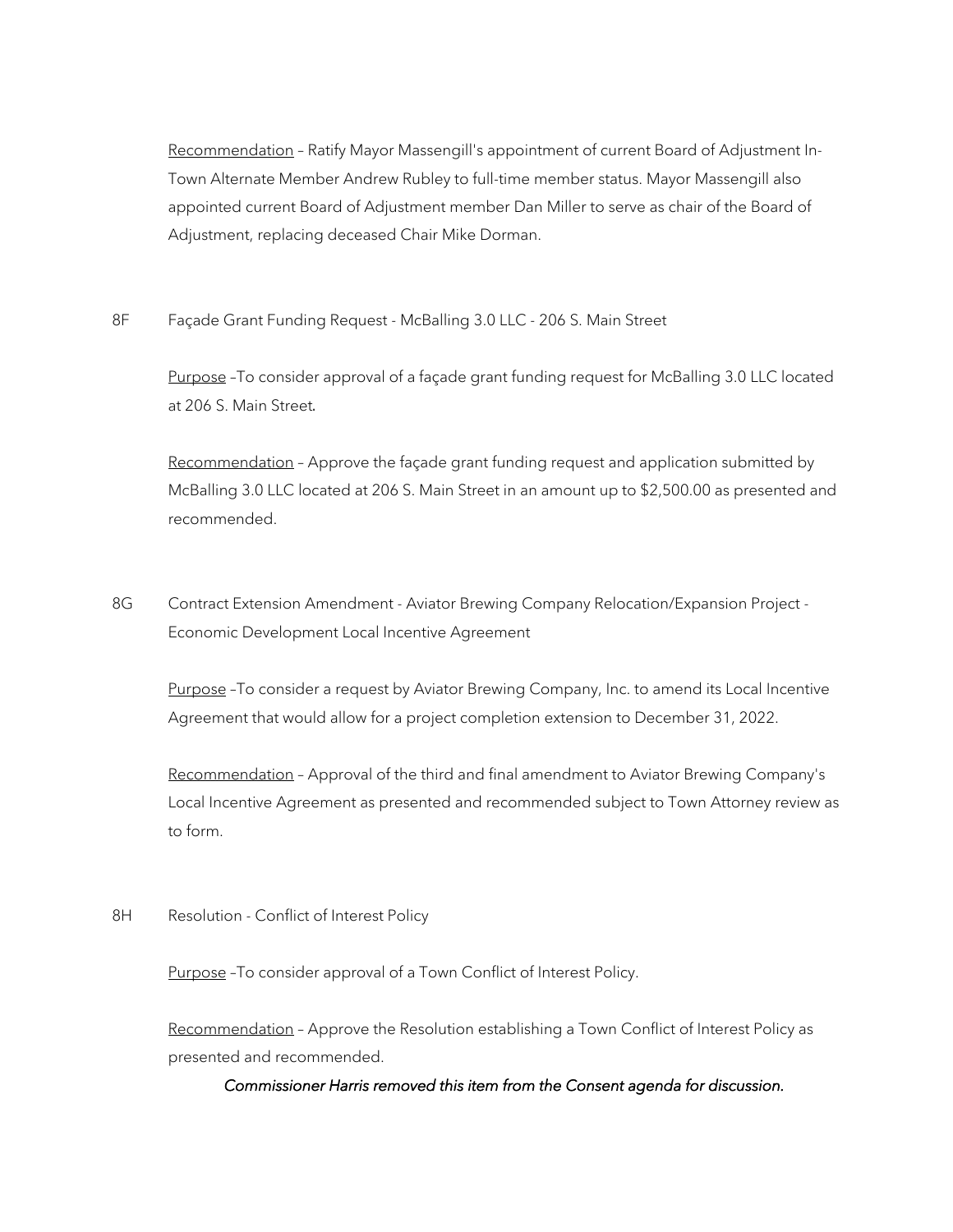<u>Recommendation</u> – Ratify Mayor Massengill's appointment of current Board of Adjustment In-Town Alternate Member Andrew Rubley to full-time member status. Mayor Massengill also appointed current Board of Adjustment member Dan Miller to serve as chair of the Board of Adjustment, replacing deceased Chair Mike Dorman.

8F Façade Grant Funding Request - McBalling 3.0 LLC - 206 S. Main Street

<u>Purpose</u> –To consider approval of a façade grant funding request for McBalling 3.0 LLC located at 206 S. Main Street.

<u>Recommendation</u> – Approve the façade grant funding request and application submitted by McBalling 3.0 LLC located at 206 S. Main Street in an amount up to $2,500.00 as presented and recommended.

8G Contract Extension Amendment - Aviator Brewing Company Relocation/Expansion Project - Economic Development Local Incentive Agreement

<u>Purpose</u> –To consider a request by Aviator Brewing Company, Inc. to amend its Local Incentive Agreement that would allow for a project completion extension to December 31, 2022.

<u>Recommendation</u> – Approval of the third and final amendment to Aviator Brewing Company's Local Incentive Agreement as presented and recommended subject to Town Attorney review as to form.

8H Resolution - Conflict of Interest Policy

<u>Purpose</u> –To consider approval of a Town Conflict of Interest Policy.

<u>Recommendation</u> – Approve the Resolution establishing a Town Conflict of Interest Policy as presented and recommended.

*Commissioner Harris removed this item from the Consent agenda for discussion.*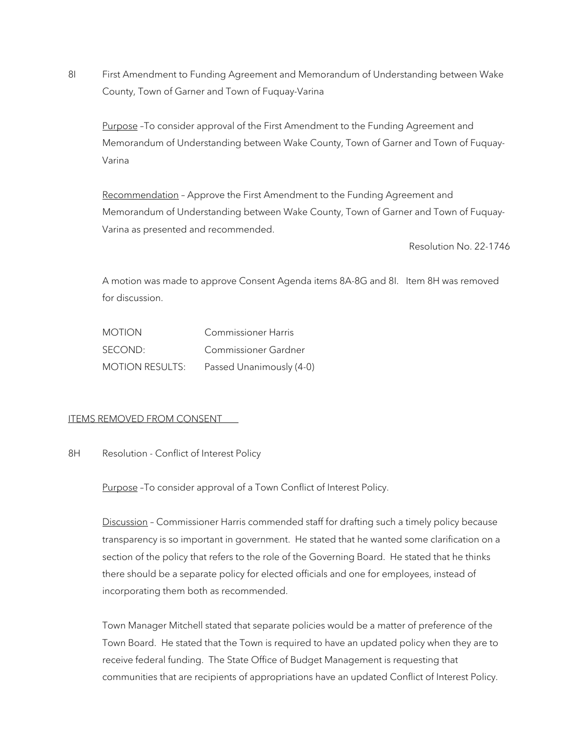8I First Amendment to Funding Agreement and Memorandum of Understanding between Wake County, Town of Garner and Town of Fuquay-Varina

<u>Purpose</u> –To consider approval of the First Amendment to the Funding Agreement and Memorandum of Understanding between Wake County, Town of Garner and Town of Fuquay-Varina

<u>Recommendation</u> – Approve the First Amendment to the Funding Agreement and Memorandum of Understanding between Wake County, Town of Garner and Town of Fuquay-Varina as presented and recommended.

Resolution No. 22-1746

A motion was made to approve Consent Agenda items 8A-8G and 8I. Item 8H was removed for discussion.

| | |
|---|---|
| MOTION | Commissioner Harris |
| SECOND: | Commissioner Gardner |
| MOTION RESULTS: | Passed Unanimously (4-0) |

<u>ITEMS REMOVED FROM CONSENT</u>

8H Resolution - Conflict of Interest Policy

<u>Purpose</u> –To consider approval of a Town Conflict of Interest Policy.

<u>Discussion</u> – Commissioner Harris commended staff for drafting such a timely policy because transparency is so important in government. He stated that he wanted some clarification on a section of the policy that refers to the role of the Governing Board. He stated that he thinks there should be a separate policy for elected officials and one for employees, instead of incorporating them both as recommended.

Town Manager Mitchell stated that separate policies would be a matter of preference of the Town Board. He stated that the Town is required to have an updated policy when they are to receive federal funding. The State Office of Budget Management is requesting that communities that are recipients of appropriations have an updated Conflict of Interest Policy.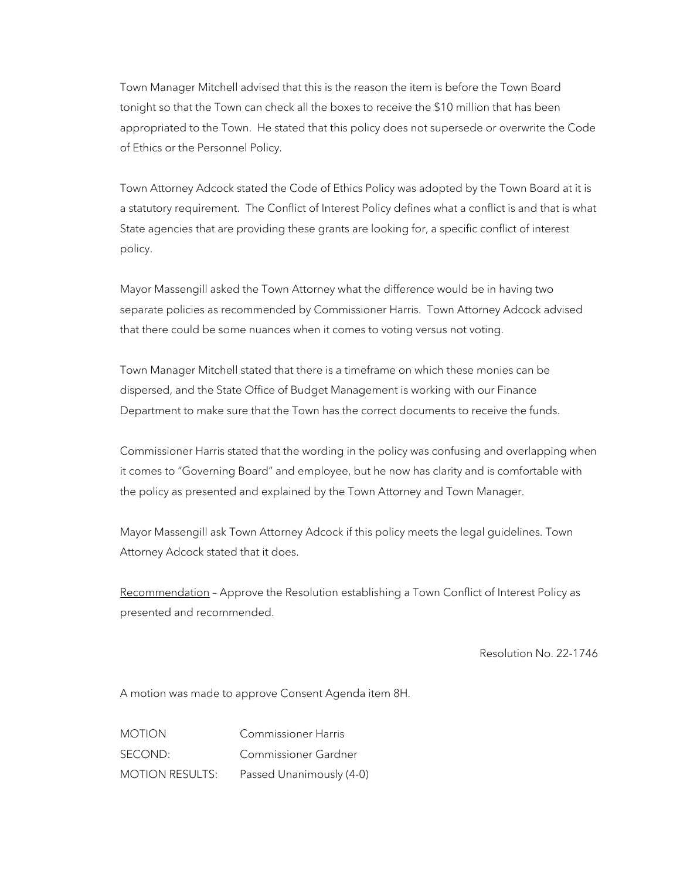Town Manager Mitchell advised that this is the reason the item is before the Town Board tonight so that the Town can check all the boxes to receive the $10 million that has been appropriated to the Town. He stated that this policy does not supersede or overwrite the Code of Ethics or the Personnel Policy.

Town Attorney Adcock stated the Code of Ethics Policy was adopted by the Town Board at it is a statutory requirement. The Conflict of Interest Policy defines what a conflict is and that is what State agencies that are providing these grants are looking for, a specific conflict of interest policy.

Mayor Massengill asked the Town Attorney what the difference would be in having two separate policies as recommended by Commissioner Harris. Town Attorney Adcock advised that there could be some nuances when it comes to voting versus not voting.

Town Manager Mitchell stated that there is a timeframe on which these monies can be dispersed, and the State Office of Budget Management is working with our Finance Department to make sure that the Town has the correct documents to receive the funds.

Commissioner Harris stated that the wording in the policy was confusing and overlapping when it comes to "Governing Board" and employee, but he now has clarity and is comfortable with the policy as presented and explained by the Town Attorney and Town Manager.

Mayor Massengill ask Town Attorney Adcock if this policy meets the legal guidelines. Town Attorney Adcock stated that it does.

<u>Recommendation</u> – Approve the Resolution establishing a Town Conflict of Interest Policy as presented and recommended.

Resolution No. 22-1746

A motion was made to approve Consent Agenda item 8H.

| | |
|---|---|
| MOTION | Commissioner Harris |
| SECOND: | Commissioner Gardner |
| MOTION RESULTS: | Passed Unanimously (4-0) |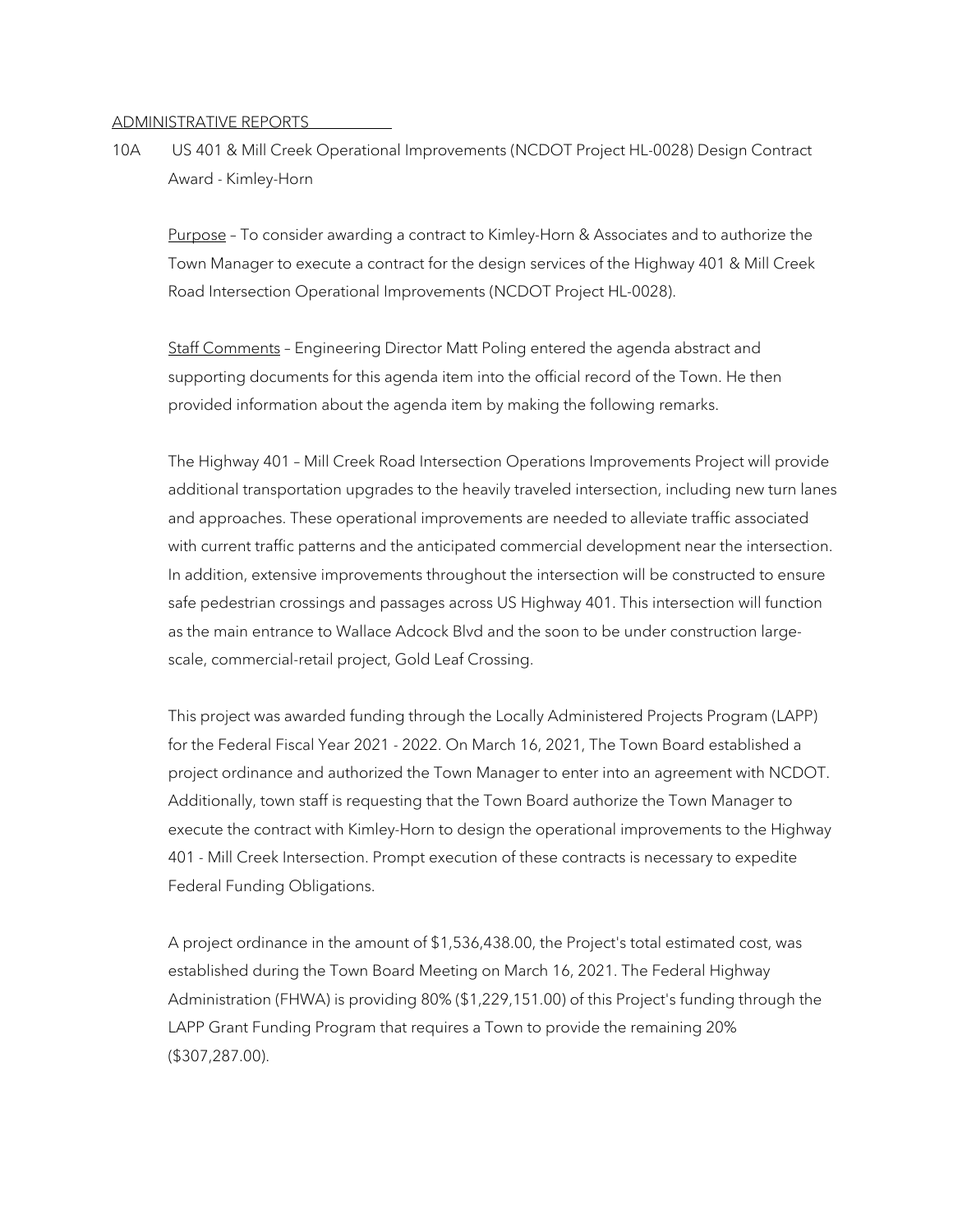ADMINISTRATIVE REPORTS

10A US 401 & Mill Creek Operational Improvements (NCDOT Project HL-0028) Design Contract Award - Kimley-Horn

Purpose – To consider awarding a contract to Kimley-Horn & Associates and to authorize the Town Manager to execute a contract for the design services of the Highway 401 & Mill Creek Road Intersection Operational Improvements (NCDOT Project HL-0028).

Staff Comments – Engineering Director Matt Poling entered the agenda abstract and supporting documents for this agenda item into the official record of the Town. He then provided information about the agenda item by making the following remarks.

The Highway 401 – Mill Creek Road Intersection Operations Improvements Project will provide additional transportation upgrades to the heavily traveled intersection, including new turn lanes and approaches. These operational improvements are needed to alleviate traffic associated with current traffic patterns and the anticipated commercial development near the intersection. In addition, extensive improvements throughout the intersection will be constructed to ensure safe pedestrian crossings and passages across US Highway 401. This intersection will function as the main entrance to Wallace Adcock Blvd and the soon to be under construction large-scale, commercial-retail project, Gold Leaf Crossing.

This project was awarded funding through the Locally Administered Projects Program (LAPP) for the Federal Fiscal Year 2021 - 2022. On March 16, 2021, The Town Board established a project ordinance and authorized the Town Manager to enter into an agreement with NCDOT. Additionally, town staff is requesting that the Town Board authorize the Town Manager to execute the contract with Kimley-Horn to design the operational improvements to the Highway 401 - Mill Creek Intersection. Prompt execution of these contracts is necessary to expedite Federal Funding Obligations.

A project ordinance in the amount of $1,536,438.00, the Project's total estimated cost, was established during the Town Board Meeting on March 16, 2021. The Federal Highway Administration (FHWA) is providing 80% ($1,229,151.00) of this Project's funding through the LAPP Grant Funding Program that requires a Town to provide the remaining 20% ($307,287.00).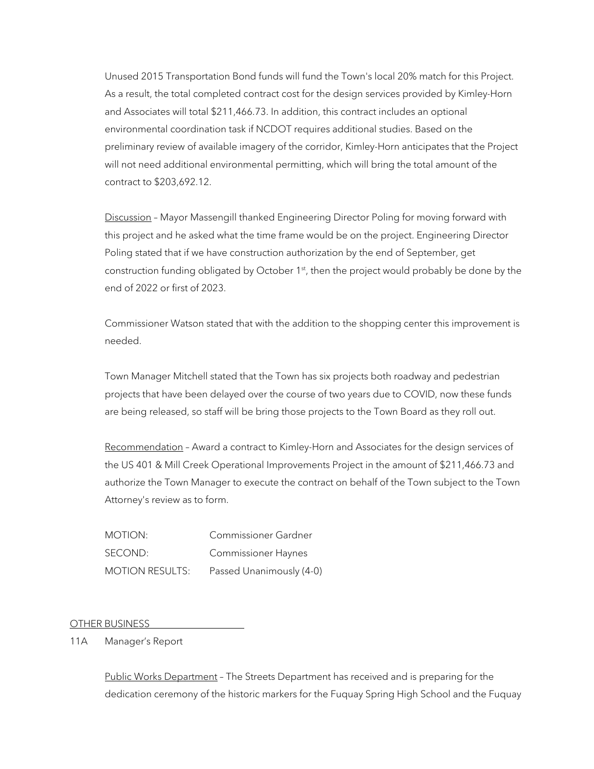Unused 2015 Transportation Bond funds will fund the Town's local 20% match for this Project. As a result, the total completed contract cost for the design services provided by Kimley-Horn and Associates will total $211,466.73. In addition, this contract includes an optional environmental coordination task if NCDOT requires additional studies. Based on the preliminary review of available imagery of the corridor, Kimley-Horn anticipates that the Project will not need additional environmental permitting, which will bring the total amount of the contract to $203,692.12.

Discussion – Mayor Massengill thanked Engineering Director Poling for moving forward with this project and he asked what the time frame would be on the project. Engineering Director Poling stated that if we have construction authorization by the end of September, get construction funding obligated by October 1st, then the project would probably be done by the end of 2022 or first of 2023.

Commissioner Watson stated that with the addition to the shopping center this improvement is needed.

Town Manager Mitchell stated that the Town has six projects both roadway and pedestrian projects that have been delayed over the course of two years due to COVID, now these funds are being released, so staff will be bring those projects to the Town Board as they roll out.

Recommendation – Award a contract to Kimley-Horn and Associates for the design services of the US 401 & Mill Creek Operational Improvements Project in the amount of $211,466.73 and authorize the Town Manager to execute the contract on behalf of the Town subject to the Town Attorney's review as to form.

MOTION: Commissioner Gardner
SECOND: Commissioner Haynes
MOTION RESULTS: Passed Unanimously (4-0)

OTHER BUSINESS

11A Manager's Report

Public Works Department – The Streets Department has received and is preparing for the dedication ceremony of the historic markers for the Fuquay Spring High School and the Fuquay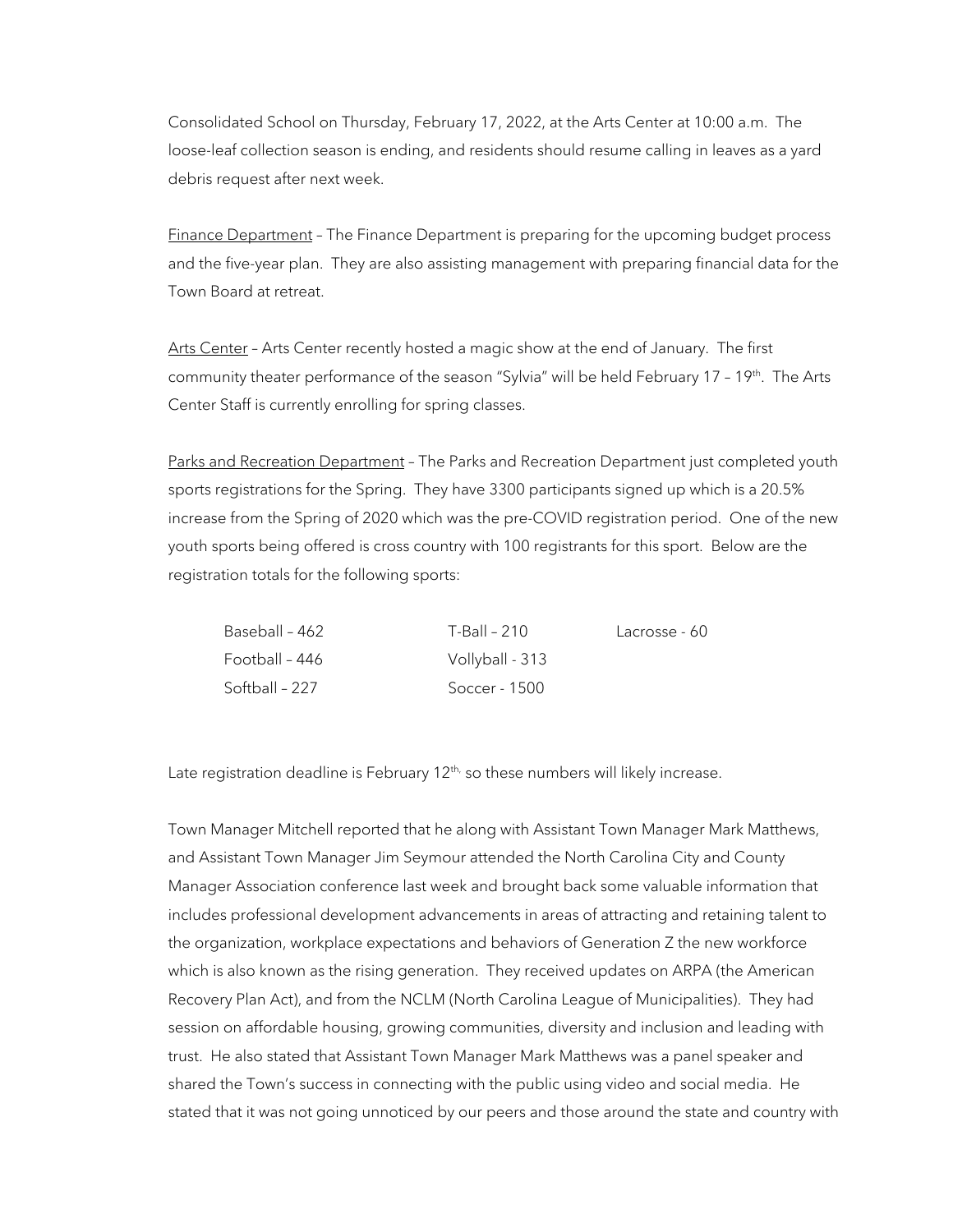Consolidated School on Thursday, February 17, 2022, at the Arts Center at 10:00 a.m. The loose-leaf collection season is ending, and residents should resume calling in leaves as a yard debris request after next week.

<u>Finance Department</u> – The Finance Department is preparing for the upcoming budget process and the five-year plan. They are also assisting management with preparing financial data for the Town Board at retreat.

<u>Arts Center</u> – Arts Center recently hosted a magic show at the end of January. The first community theater performance of the season "Sylvia" will be held February 17 – 19th. The Arts Center Staff is currently enrolling for spring classes.

<u>Parks and Recreation Department</u> – The Parks and Recreation Department just completed youth sports registrations for the Spring. They have 3300 participants signed up which is a 20.5% increase from the Spring of 2020 which was the pre-COVID registration period. One of the new youth sports being offered is cross country with 100 registrants for this sport. Below are the registration totals for the following sports:

| | | |
|---|---|---|
| Baseball – 462 | T-Ball – 210 | Lacrosse - 60 |
| Football – 446 | Vollyball - 313 | |
| Softball – 227 | Soccer - 1500 | |

Late registration deadline is February 12th, so these numbers will likely increase.

Town Manager Mitchell reported that he along with Assistant Town Manager Mark Matthews, and Assistant Town Manager Jim Seymour attended the North Carolina City and County Manager Association conference last week and brought back some valuable information that includes professional development advancements in areas of attracting and retaining talent to the organization, workplace expectations and behaviors of Generation Z the new workforce which is also known as the rising generation. They received updates on ARPA (the American Recovery Plan Act), and from the NCLM (North Carolina League of Municipalities). They had session on affordable housing, growing communities, diversity and inclusion and leading with trust. He also stated that Assistant Town Manager Mark Matthews was a panel speaker and shared the Town's success in connecting with the public using video and social media. He stated that it was not going unnoticed by our peers and those around the state and country with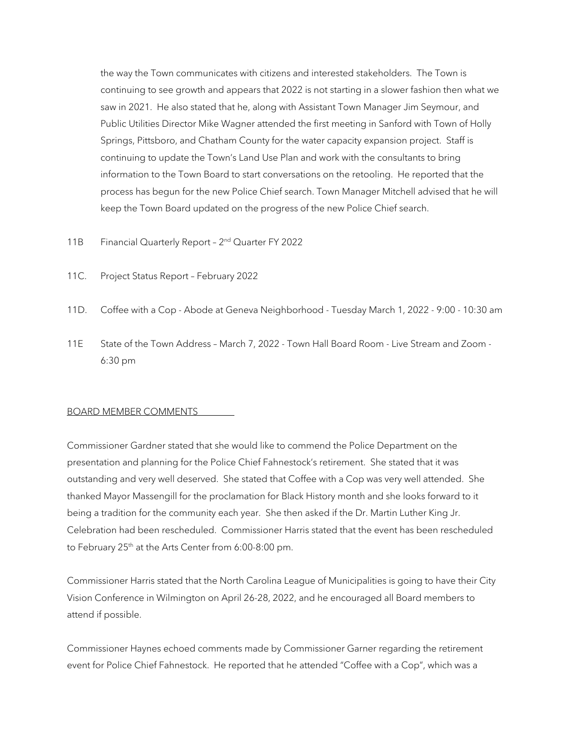the way the Town communicates with citizens and interested stakeholders. The Town is continuing to see growth and appears that 2022 is not starting in a slower fashion then what we saw in 2021. He also stated that he, along with Assistant Town Manager Jim Seymour, and Public Utilities Director Mike Wagner attended the first meeting in Sanford with Town of Holly Springs, Pittsboro, and Chatham County for the water capacity expansion project. Staff is continuing to update the Town's Land Use Plan and work with the consultants to bring information to the Town Board to start conversations on the retooling. He reported that the process has begun for the new Police Chief search. Town Manager Mitchell advised that he will keep the Town Board updated on the progress of the new Police Chief search.

11B Financial Quarterly Report – 2nd Quarter FY 2022

11C. Project Status Report – February 2022

11D. Coffee with a Cop - Abode at Geneva Neighborhood - Tuesday March 1, 2022 - 9:00 - 10:30 am

11E State of the Town Address – March 7, 2022 - Town Hall Board Room - Live Stream and Zoom - 6:30 pm

BOARD MEMBER COMMENTS

Commissioner Gardner stated that she would like to commend the Police Department on the presentation and planning for the Police Chief Fahnestock's retirement. She stated that it was outstanding and very well deserved. She stated that Coffee with a Cop was very well attended. She thanked Mayor Massengill for the proclamation for Black History month and she looks forward to it being a tradition for the community each year. She then asked if the Dr. Martin Luther King Jr. Celebration had been rescheduled. Commissioner Harris stated that the event has been rescheduled to February 25th at the Arts Center from 6:00-8:00 pm.

Commissioner Harris stated that the North Carolina League of Municipalities is going to have their City Vision Conference in Wilmington on April 26-28, 2022, and he encouraged all Board members to attend if possible.

Commissioner Haynes echoed comments made by Commissioner Garner regarding the retirement event for Police Chief Fahnestock. He reported that he attended "Coffee with a Cop", which was a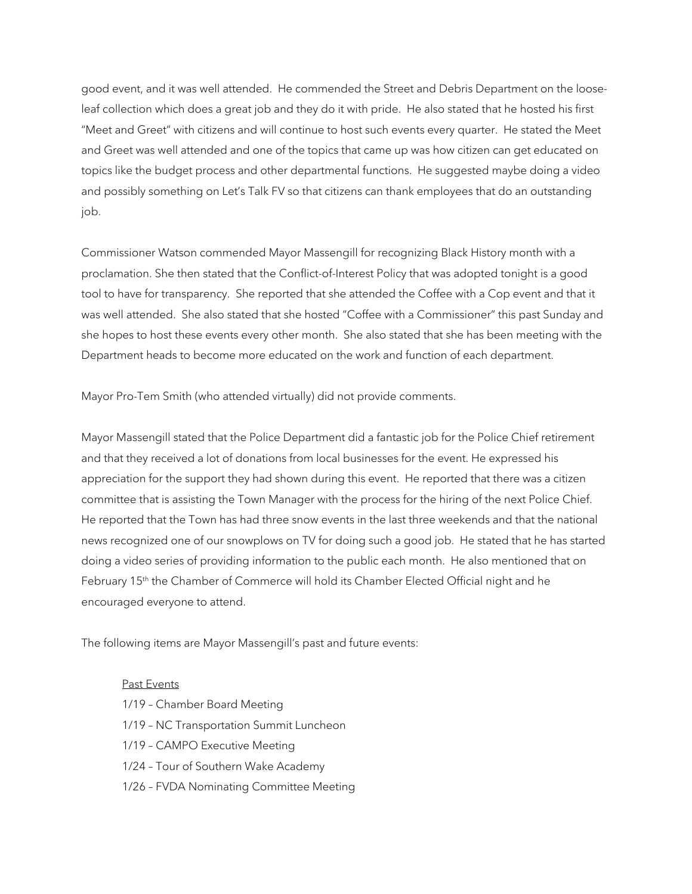good event, and it was well attended. He commended the Street and Debris Department on the loose-leaf collection which does a great job and they do it with pride. He also stated that he hosted his first "Meet and Greet" with citizens and will continue to host such events every quarter. He stated the Meet and Greet was well attended and one of the topics that came up was how citizen can get educated on topics like the budget process and other departmental functions. He suggested maybe doing a video and possibly something on Let's Talk FV so that citizens can thank employees that do an outstanding job.

Commissioner Watson commended Mayor Massengill for recognizing Black History month with a proclamation. She then stated that the Conflict-of-Interest Policy that was adopted tonight is a good tool to have for transparency. She reported that she attended the Coffee with a Cop event and that it was well attended. She also stated that she hosted "Coffee with a Commissioner" this past Sunday and she hopes to host these events every other month. She also stated that she has been meeting with the Department heads to become more educated on the work and function of each department.

Mayor Pro-Tem Smith (who attended virtually) did not provide comments.

Mayor Massengill stated that the Police Department did a fantastic job for the Police Chief retirement and that they received a lot of donations from local businesses for the event. He expressed his appreciation for the support they had shown during this event. He reported that there was a citizen committee that is assisting the Town Manager with the process for the hiring of the next Police Chief. He reported that the Town has had three snow events in the last three weekends and that the national news recognized one of our snowplows on TV for doing such a good job. He stated that he has started doing a video series of providing information to the public each month. He also mentioned that on February 15th the Chamber of Commerce will hold its Chamber Elected Official night and he encouraged everyone to attend.

The following items are Mayor Massengill's past and future events:

Past Events

1/19 – Chamber Board Meeting
1/19 – NC Transportation Summit Luncheon
1/19 – CAMPO Executive Meeting
1/24 – Tour of Southern Wake Academy
1/26 – FVDA Nominating Committee Meeting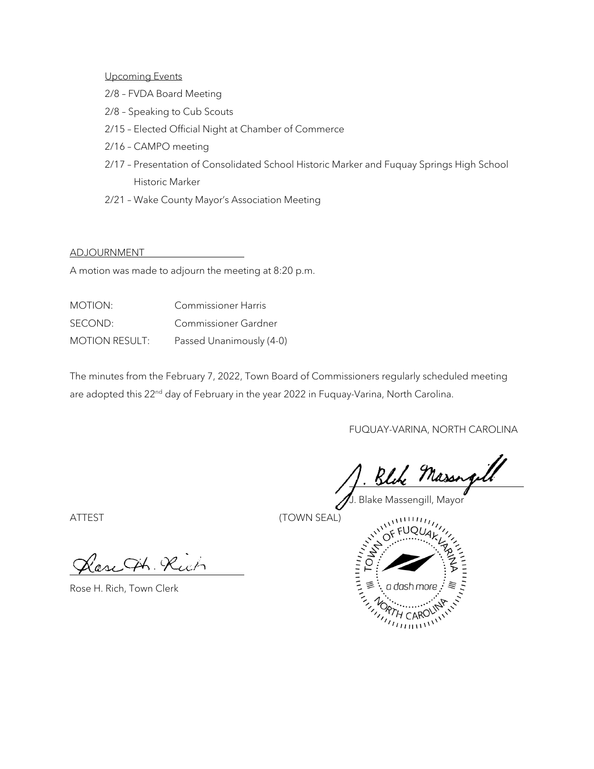Upcoming Events

- 2/8 – FVDA Board Meeting
- 2/8 – Speaking to Cub Scouts
- 2/15 – Elected Official Night at Chamber of Commerce
- 2/16 – CAMPO meeting
- 2/17 – Presentation of Consolidated School Historic Marker and Fuquay Springs High School Historic Marker
- 2/21 – Wake County Mayor's Association Meeting

ADJOURNMENT

A motion was made to adjourn the meeting at 8:20 p.m.

| | |
|---|---|
| MOTION: | Commissioner Harris |
| SECOND: | Commissioner Gardner |
| MOTION RESULT: | Passed Unanimously (4-0) |

The minutes from the February 7, 2022, Town Board of Commissioners regularly scheduled meeting are adopted this 22nd day of February in the year 2022 in Fuquay-Varina, North Carolina.

FUQUAY-VARINA, NORTH CAROLINA

J. Blake Massengill, Mayor

ATTEST

(TOWN SEAL)

TOWN OF FUQUAY-VARINA
a dash more
NORTH CAROLINA

Rose H. Rich, Town Clerk